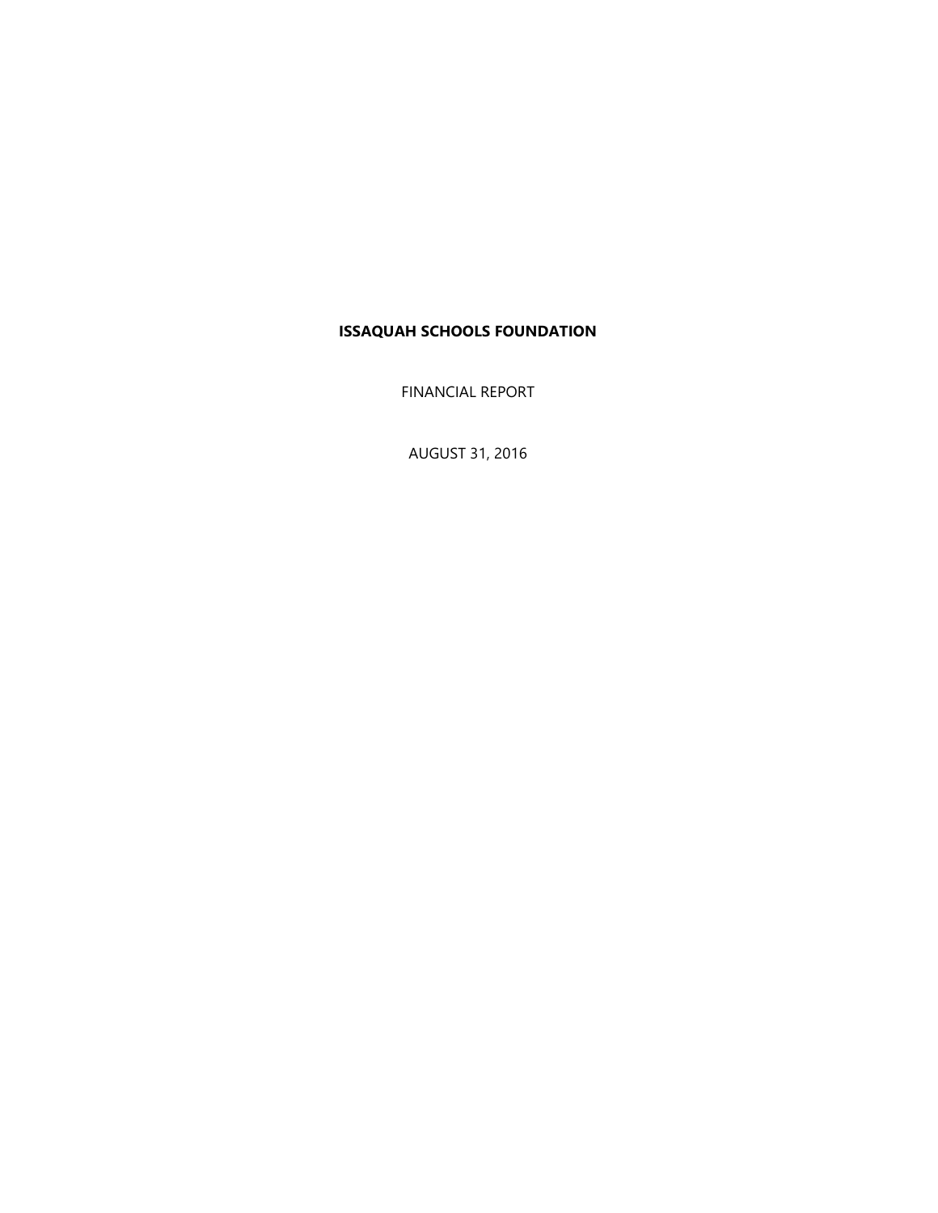# ISSAQUAH SCHOOLS FOUNDATION

FINANCIAL REPORT

AUGUST 31, 2016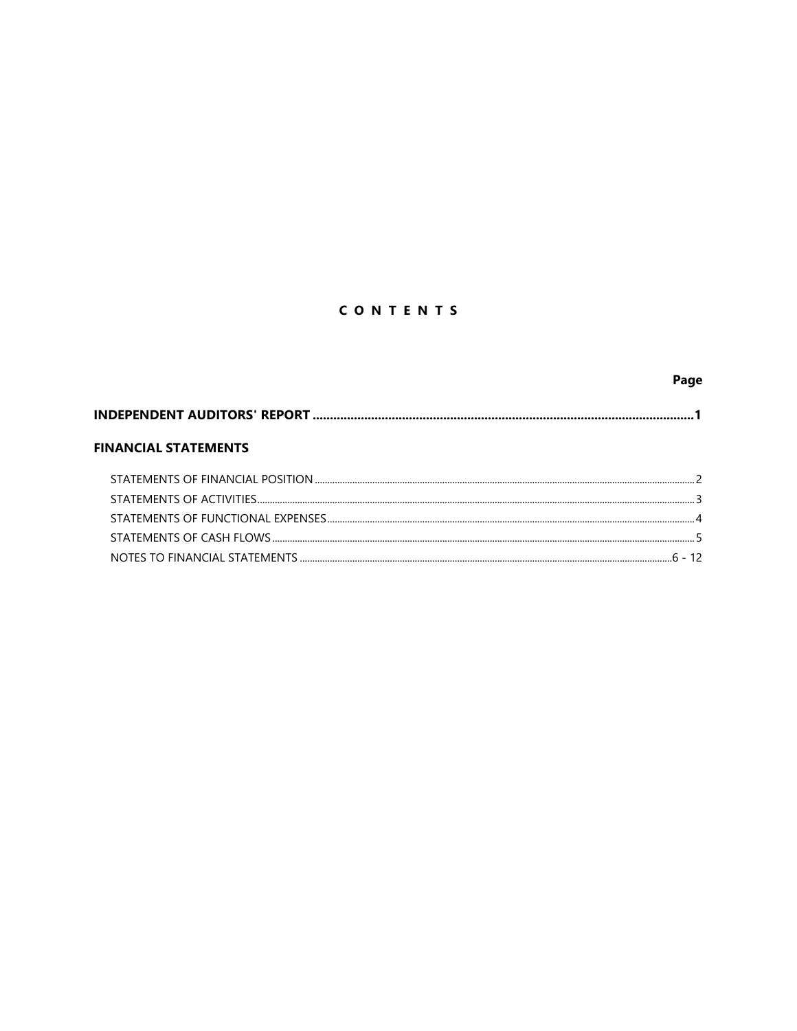# C O N T E N T S

| | Page |
|---|---|
| **INDEPENDENT AUDITORS' REPORT** | **1** |
| **FINANCIAL STATEMENTS** | |
| STATEMENTS OF FINANCIAL POSITION | 2 |
| STATEMENTS OF ACTIVITIES | 3 |
| STATEMENTS OF FUNCTIONAL EXPENSES | 4 |
| STATEMENTS OF CASH FLOWS | 5 |
| NOTES TO FINANCIAL STATEMENTS | 6 - 12 |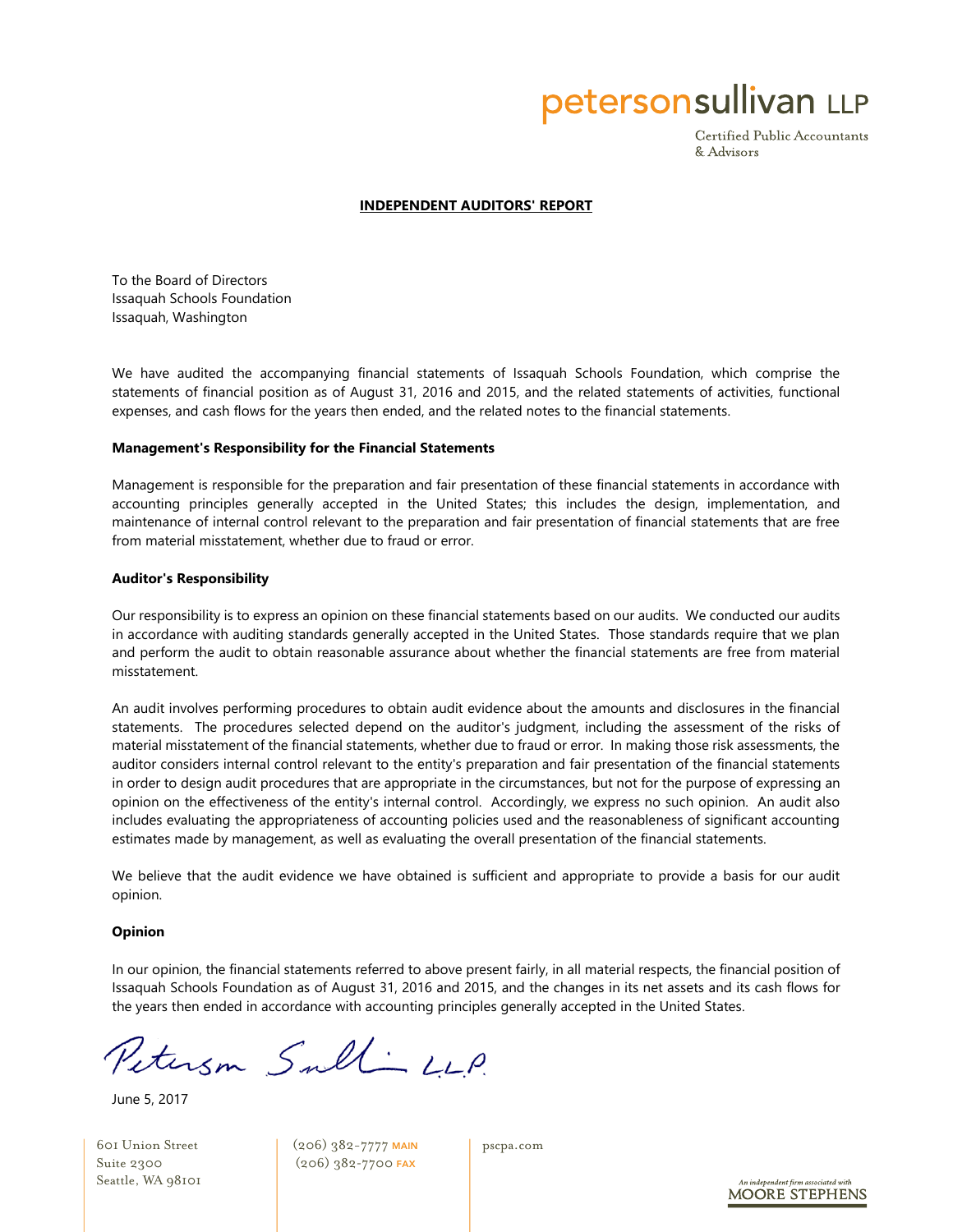petersonsullivan LLP

Certified Public Accountants
& Advisors

## INDEPENDENT AUDITORS' REPORT

To the Board of Directors
Issaquah Schools Foundation
Issaquah, Washington

We have audited the accompanying financial statements of Issaquah Schools Foundation, which comprise the statements of financial position as of August 31, 2016 and 2015, and the related statements of activities, functional expenses, and cash flows for the years then ended, and the related notes to the financial statements.

### Management's Responsibility for the Financial Statements

Management is responsible for the preparation and fair presentation of these financial statements in accordance with accounting principles generally accepted in the United States; this includes the design, implementation, and maintenance of internal control relevant to the preparation and fair presentation of financial statements that are free from material misstatement, whether due to fraud or error.

### Auditor's Responsibility

Our responsibility is to express an opinion on these financial statements based on our audits. We conducted our audits in accordance with auditing standards generally accepted in the United States. Those standards require that we plan and perform the audit to obtain reasonable assurance about whether the financial statements are free from material misstatement.

An audit involves performing procedures to obtain audit evidence about the amounts and disclosures in the financial statements. The procedures selected depend on the auditor's judgment, including the assessment of the risks of material misstatement of the financial statements, whether due to fraud or error. In making those risk assessments, the auditor considers internal control relevant to the entity's preparation and fair presentation of the financial statements in order to design audit procedures that are appropriate in the circumstances, but not for the purpose of expressing an opinion on the effectiveness of the entity's internal control. Accordingly, we express no such opinion. An audit also includes evaluating the appropriateness of accounting policies used and the reasonableness of significant accounting estimates made by management, as well as evaluating the overall presentation of the financial statements.

We believe that the audit evidence we have obtained is sufficient and appropriate to provide a basis for our audit opinion.

### Opinion

In our opinion, the financial statements referred to above present fairly, in all material respects, the financial position of Issaquah Schools Foundation as of August 31, 2016 and 2015, and the changes in its net assets and its cash flows for the years then ended in accordance with accounting principles generally accepted in the United States.

Peterson Sullivan LLP

June 5, 2017

601 Union Street
Suite 2300
Seattle, WA 98101

(206) 382-7777 MAIN
(206) 382-7700 FAX

pscpa.com

An independent firm associated with
MOORE STEPHENS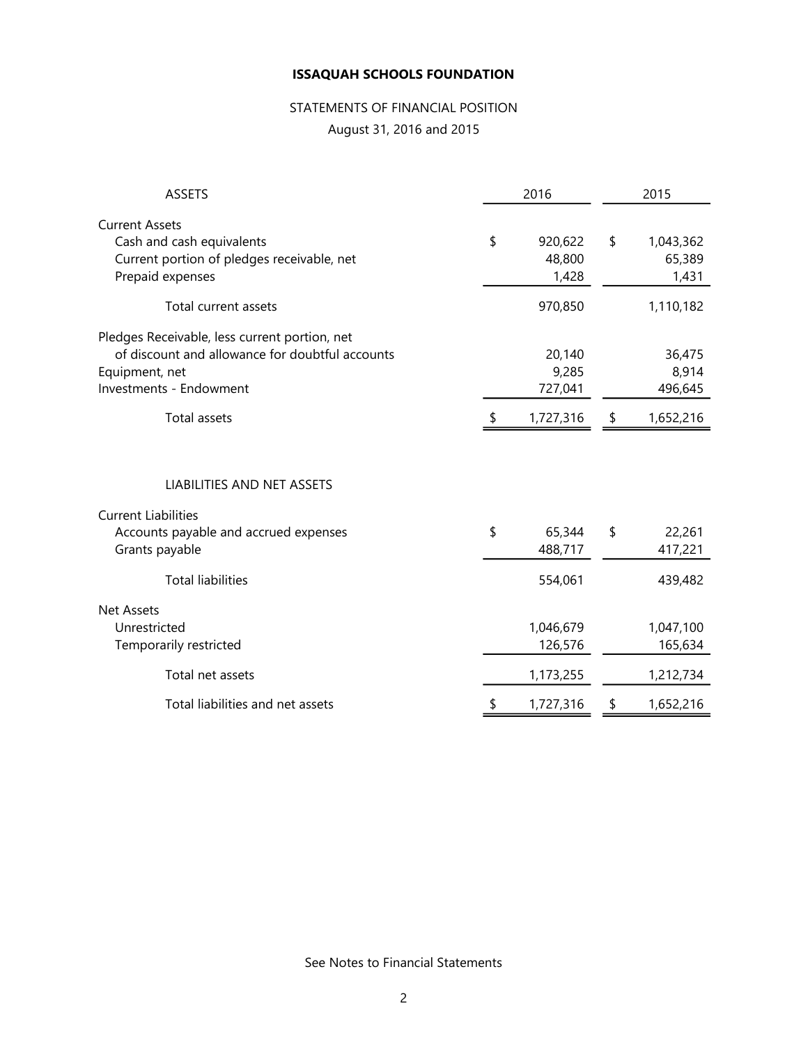**ISSAQUAH SCHOOLS FOUNDATION**

STATEMENTS OF FINANCIAL POSITION

August 31, 2016 and 2015

| ASSETS | 2016 | 2015 |
|---|---|---|
| Current Assets | | |
| Cash and cash equivalents | $ 920,622 | $ 1,043,362 |
| Current portion of pledges receivable, net | 48,800 | 65,389 |
| Prepaid expenses | 1,428 | 1,431 |
| Total current assets | 970,850 | 1,110,182 |
| Pledges Receivable, less current portion, net of discount and allowance for doubtful accounts | 20,140 | 36,475 |
| Equipment, net | 9,285 | 8,914 |
| Investments - Endowment | 727,041 | 496,645 |
| Total assets | $ 1,727,316 | $ 1,652,216 |

| LIABILITIES AND NET ASSETS | 2016 | 2015 |
|---|---|---|
| Current Liabilities | | |
| Accounts payable and accrued expenses | $ 65,344 | $ 22,261 |
| Grants payable | 488,717 | 417,221 |
| Total liabilities | 554,061 | 439,482 |
| Net Assets | | |
| Unrestricted | 1,046,679 | 1,047,100 |
| Temporarily restricted | 126,576 | 165,634 |
| Total net assets | 1,173,255 | 1,212,734 |
| Total liabilities and net assets | $ 1,727,316 | $ 1,652,216 |

See Notes to Financial Statements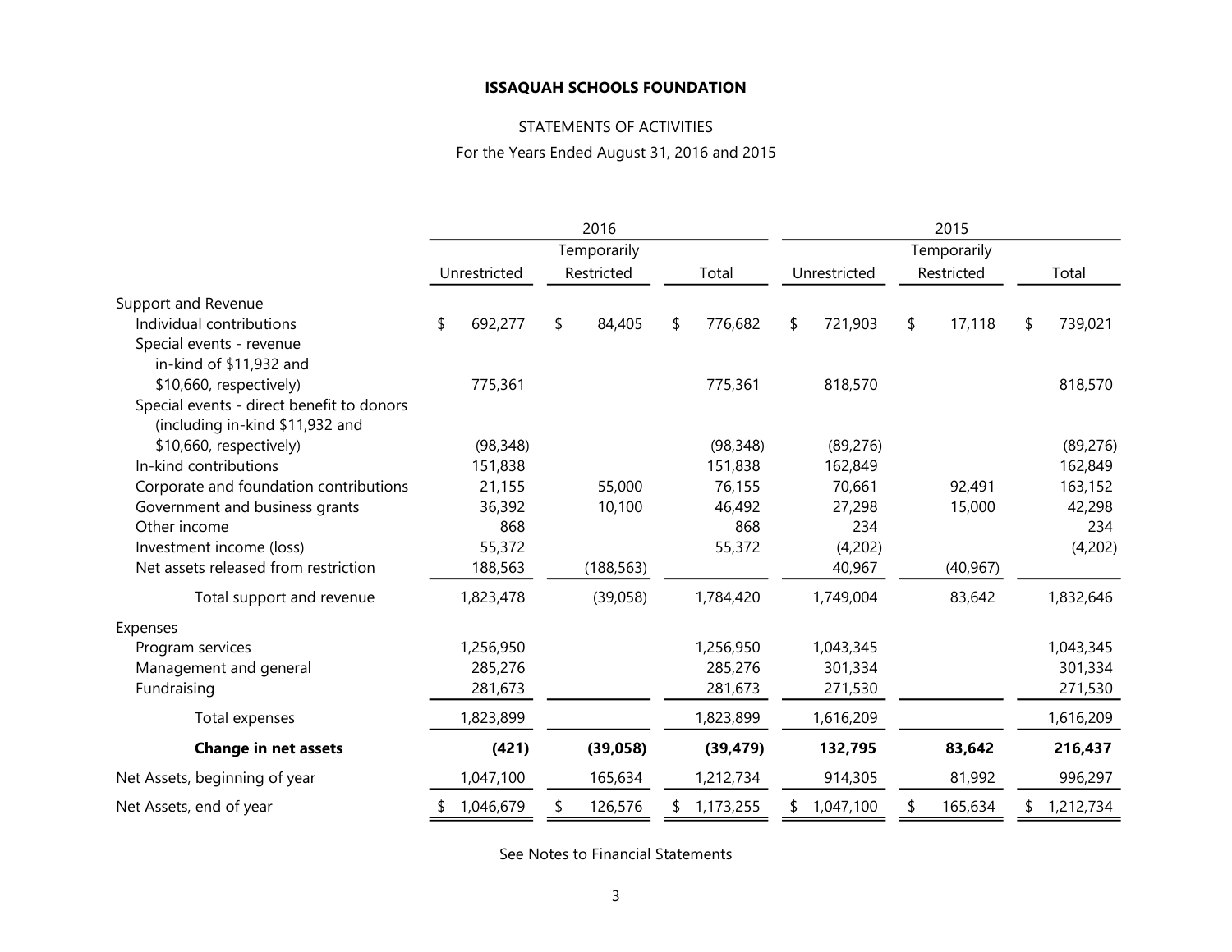**ISSAQUAH SCHOOLS FOUNDATION**

STATEMENTS OF ACTIVITIES

For the Years Ended August 31, 2016 and 2015

| | 2016 | | | 2015 | | |
|---|---|---|---|---|---|---|
| | Unrestricted | Temporarily Restricted | Total | Unrestricted | Temporarily Restricted | Total |
| Support and Revenue | | | | | | |
| Individual contributions | $ 692,277 | $ 84,405 | $ 776,682 | $ 721,903 | $ 17,118 | $ 739,021 |
| Special events - revenue in-kind of $11,932 and $10,660, respectively) | 775,361 | | 775,361 | 818,570 | | 818,570 |
| Special events - direct benefit to donors (including in-kind $11,932 and $10,660, respectively) | (98,348) | | (98,348) | (89,276) | | (89,276) |
| In-kind contributions | 151,838 | | 151,838 | 162,849 | | 162,849 |
| Corporate and foundation contributions | 21,155 | 55,000 | 76,155 | 70,661 | 92,491 | 163,152 |
| Government and business grants | 36,392 | 10,100 | 46,492 | 27,298 | 15,000 | 42,298 |
| Other income | 868 | | 868 | 234 | | 234 |
| Investment income (loss) | 55,372 | | 55,372 | (4,202) | | (4,202) |
| Net assets released from restriction | 188,563 | (188,563) | | 40,967 | (40,967) | |
| Total support and revenue | 1,823,478 | (39,058) | 1,784,420 | 1,749,004 | 83,642 | 1,832,646 |
| Expenses | | | | | | |
| Program services | 1,256,950 | | 1,256,950 | 1,043,345 | | 1,043,345 |
| Management and general | 285,276 | | 285,276 | 301,334 | | 301,334 |
| Fundraising | 281,673 | | 281,673 | 271,530 | | 271,530 |
| Total expenses | 1,823,899 | | 1,823,899 | 1,616,209 | | 1,616,209 |
| **Change in net assets** | **(421)** | **(39,058)** | **(39,479)** | **132,795** | **83,642** | **216,437** |
| Net Assets, beginning of year | 1,047,100 | 165,634 | 1,212,734 | 914,305 | 81,992 | 996,297 |
| Net Assets, end of year | $ 1,046,679 | $ 126,576 | $ 1,173,255 | $ 1,047,100 | $ 165,634 | $ 1,212,734 |

See Notes to Financial Statements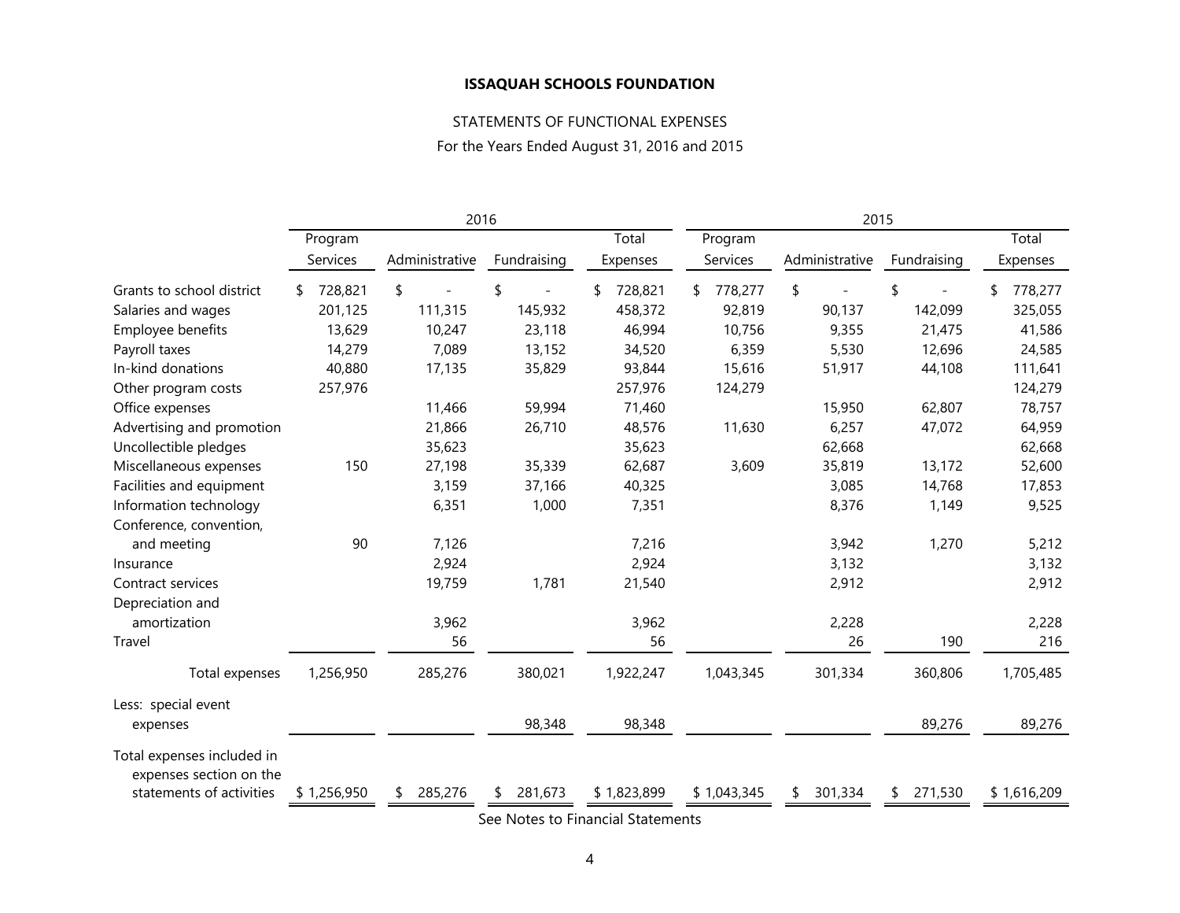**ISSAQUAH SCHOOLS FOUNDATION**

STATEMENTS OF FUNCTIONAL EXPENSES

For the Years Ended August 31, 2016 and 2015

| | 2016 | | | | 2015 | | | |
|---|---|---|---|---|---|---|---|---|
| | Program Services | Administrative | Fundraising | Total Expenses | Program Services | Administrative | Fundraising | Total Expenses |
| Grants to school district | $ 728,821 | $ - | $ - | $ 728,821 | $ 778,277 | $ - | $ - | $ 778,277 |
| Salaries and wages | 201,125 | 111,315 | 145,932 | 458,372 | 92,819 | 90,137 | 142,099 | 325,055 |
| Employee benefits | 13,629 | 10,247 | 23,118 | 46,994 | 10,756 | 9,355 | 21,475 | 41,586 |
| Payroll taxes | 14,279 | 7,089 | 13,152 | 34,520 | 6,359 | 5,530 | 12,696 | 24,585 |
| In-kind donations | 40,880 | 17,135 | 35,829 | 93,844 | 15,616 | 51,917 | 44,108 | 111,641 |
| Other program costs | 257,976 | | | 257,976 | 124,279 | | | 124,279 |
| Office expenses | | 11,466 | 59,994 | 71,460 | | 15,950 | 62,807 | 78,757 |
| Advertising and promotion | | 21,866 | 26,710 | 48,576 | 11,630 | 6,257 | 47,072 | 64,959 |
| Uncollectible pledges | | 35,623 | | 35,623 | | 62,668 | | 62,668 |
| Miscellaneous expenses | 150 | 27,198 | 35,339 | 62,687 | 3,609 | 35,819 | 13,172 | 52,600 |
| Facilities and equipment | | 3,159 | 37,166 | 40,325 | | 3,085 | 14,768 | 17,853 |
| Information technology | | 6,351 | 1,000 | 7,351 | | 8,376 | 1,149 | 9,525 |
| Conference, convention, and meeting | 90 | 7,126 | | 7,216 | | 3,942 | 1,270 | 5,212 |
| Insurance | | 2,924 | | 2,924 | | 3,132 | | 3,132 |
| Contract services | | 19,759 | 1,781 | 21,540 | | 2,912 | | 2,912 |
| Depreciation and amortization | | 3,962 | | 3,962 | | 2,228 | | 2,228 |
| Travel | | 56 | | 56 | | 26 | 190 | 216 |
| Total expenses | 1,256,950 | 285,276 | 380,021 | 1,922,247 | 1,043,345 | 301,334 | 360,806 | 1,705,485 |
| Less: special event expenses | | | 98,348 | 98,348 | | | 89,276 | 89,276 |
| Total expenses included in expenses section on the statements of activities | $ 1,256,950 | $ 285,276 | $ 281,673 | $ 1,823,899 | $ 1,043,345 | $ 301,334 | $ 271,530 | $ 1,616,209 |

See Notes to Financial Statements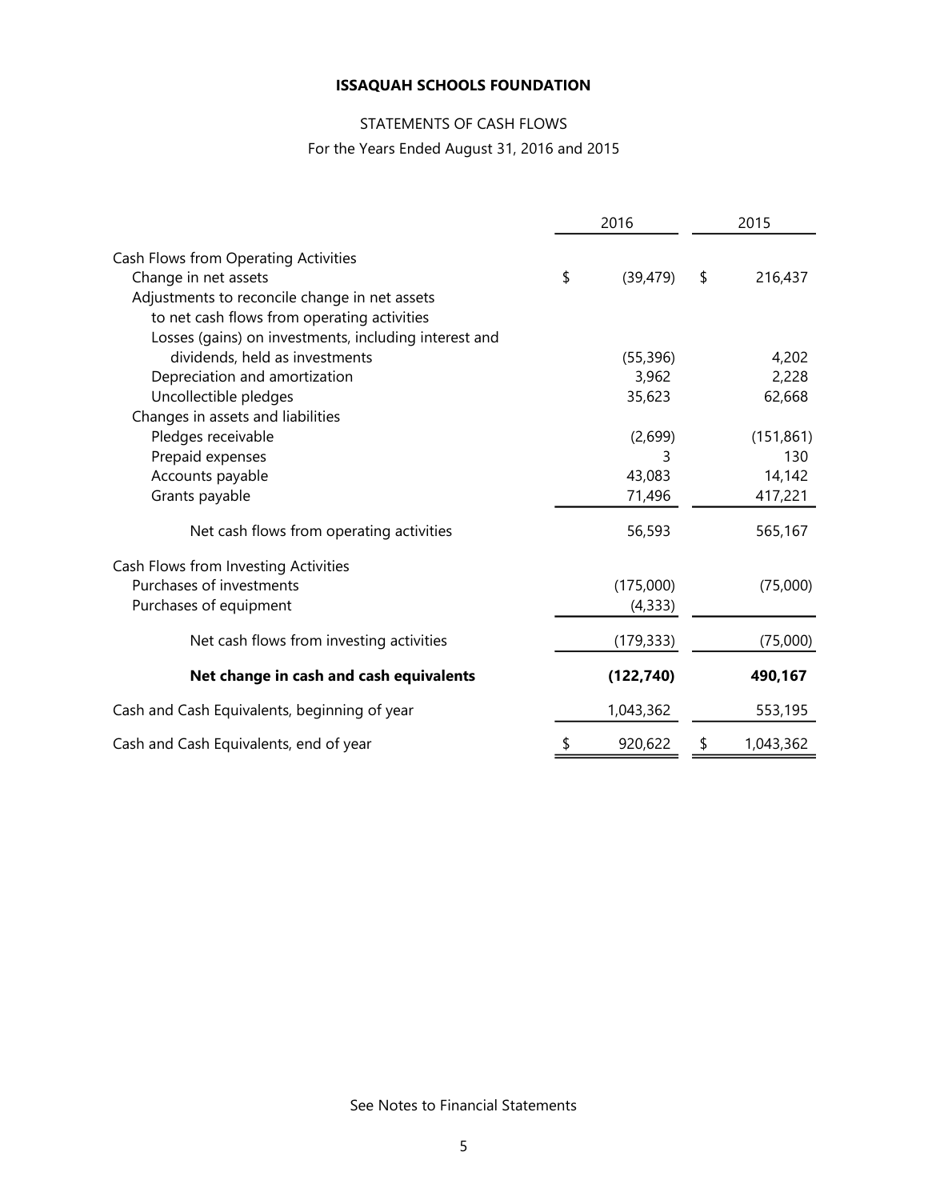# ISSAQUAH SCHOOLS FOUNDATION

STATEMENTS OF CASH FLOWS

For the Years Ended August 31, 2016 and 2015

| | 2016 | 2015 |
|---|---|---|
| Cash Flows from Operating Activities | | |
| Change in net assets | $ (39,479) | $ 216,437 |
| Adjustments to reconcile change in net assets to net cash flows from operating activities | | |
| Losses (gains) on investments, including interest and dividends, held as investments | (55,396) | 4,202 |
| Depreciation and amortization | 3,962 | 2,228 |
| Uncollectible pledges | 35,623 | 62,668 |
| Changes in assets and liabilities | | |
| Pledges receivable | (2,699) | (151,861) |
| Prepaid expenses | 3 | 130 |
| Accounts payable | 43,083 | 14,142 |
| Grants payable | 71,496 | 417,221 |
| Net cash flows from operating activities | 56,593 | 565,167 |
| Cash Flows from Investing Activities | | |
| Purchases of investments | (175,000) | (75,000) |
| Purchases of equipment | (4,333) | |
| Net cash flows from investing activities | (179,333) | (75,000) |
| **Net change in cash and cash equivalents** | **(122,740)** | **490,167** |
| Cash and Cash Equivalents, beginning of year | 1,043,362 | 553,195 |
| Cash and Cash Equivalents, end of year | $ 920,622 | $ 1,043,362 |

See Notes to Financial Statements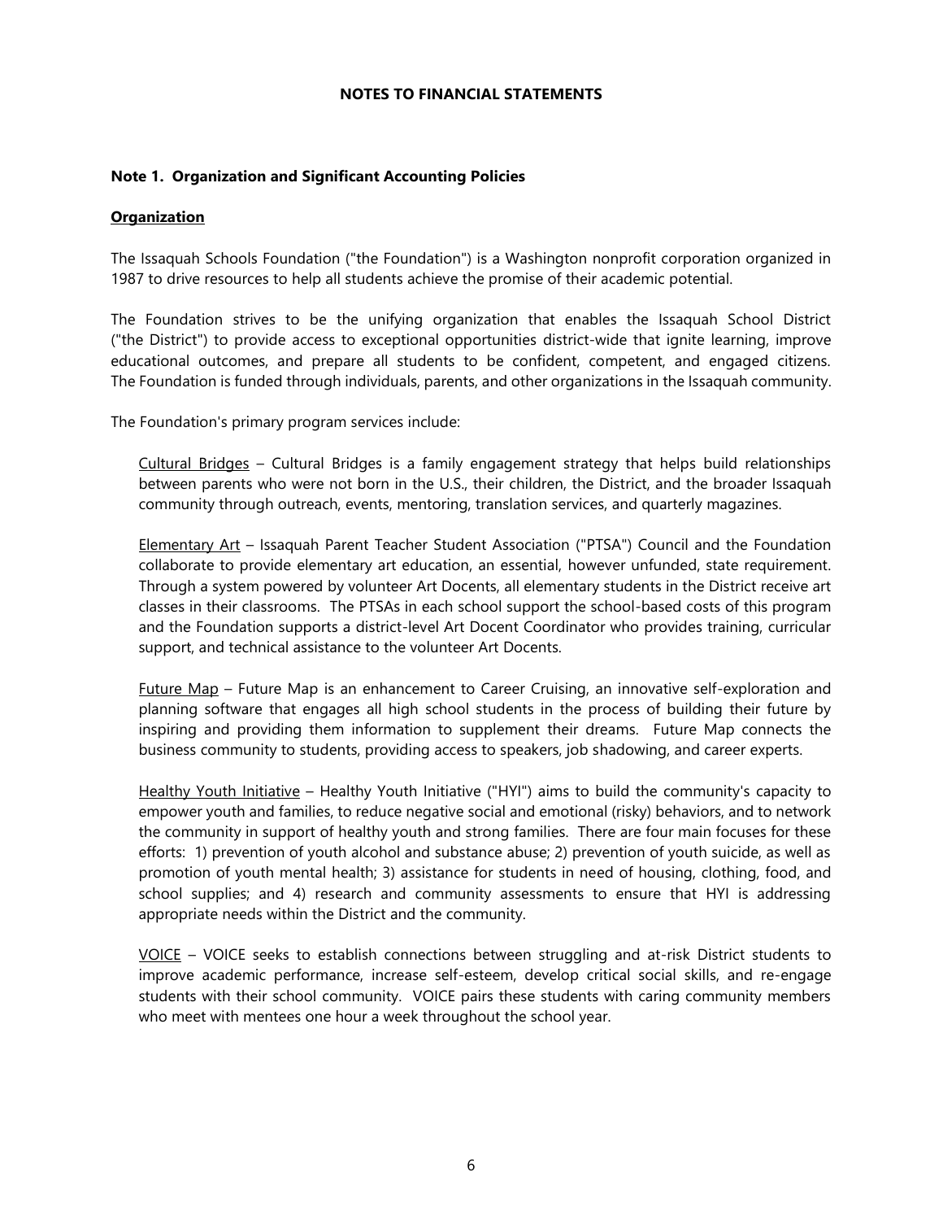## NOTES TO FINANCIAL STATEMENTS

### Note 1. Organization and Significant Accounting Policies

**Organization**

The Issaquah Schools Foundation ("the Foundation") is a Washington nonprofit corporation organized in 1987 to drive resources to help all students achieve the promise of their academic potential.

The Foundation strives to be the unifying organization that enables the Issaquah School District ("the District") to provide access to exceptional opportunities district-wide that ignite learning, improve educational outcomes, and prepare all students to be confident, competent, and engaged citizens. The Foundation is funded through individuals, parents, and other organizations in the Issaquah community.

The Foundation's primary program services include:

Cultural Bridges – Cultural Bridges is a family engagement strategy that helps build relationships between parents who were not born in the U.S., their children, the District, and the broader Issaquah community through outreach, events, mentoring, translation services, and quarterly magazines.

Elementary Art – Issaquah Parent Teacher Student Association ("PTSA") Council and the Foundation collaborate to provide elementary art education, an essential, however unfunded, state requirement. Through a system powered by volunteer Art Docents, all elementary students in the District receive art classes in their classrooms. The PTSAs in each school support the school-based costs of this program and the Foundation supports a district-level Art Docent Coordinator who provides training, curricular support, and technical assistance to the volunteer Art Docents.

Future Map – Future Map is an enhancement to Career Cruising, an innovative self-exploration and planning software that engages all high school students in the process of building their future by inspiring and providing them information to supplement their dreams. Future Map connects the business community to students, providing access to speakers, job shadowing, and career experts.

Healthy Youth Initiative – Healthy Youth Initiative ("HYI") aims to build the community's capacity to empower youth and families, to reduce negative social and emotional (risky) behaviors, and to network the community in support of healthy youth and strong families. There are four main focuses for these efforts: 1) prevention of youth alcohol and substance abuse; 2) prevention of youth suicide, as well as promotion of youth mental health; 3) assistance for students in need of housing, clothing, food, and school supplies; and 4) research and community assessments to ensure that HYI is addressing appropriate needs within the District and the community.

VOICE – VOICE seeks to establish connections between struggling and at-risk District students to improve academic performance, increase self-esteem, develop critical social skills, and re-engage students with their school community. VOICE pairs these students with caring community members who meet with mentees one hour a week throughout the school year.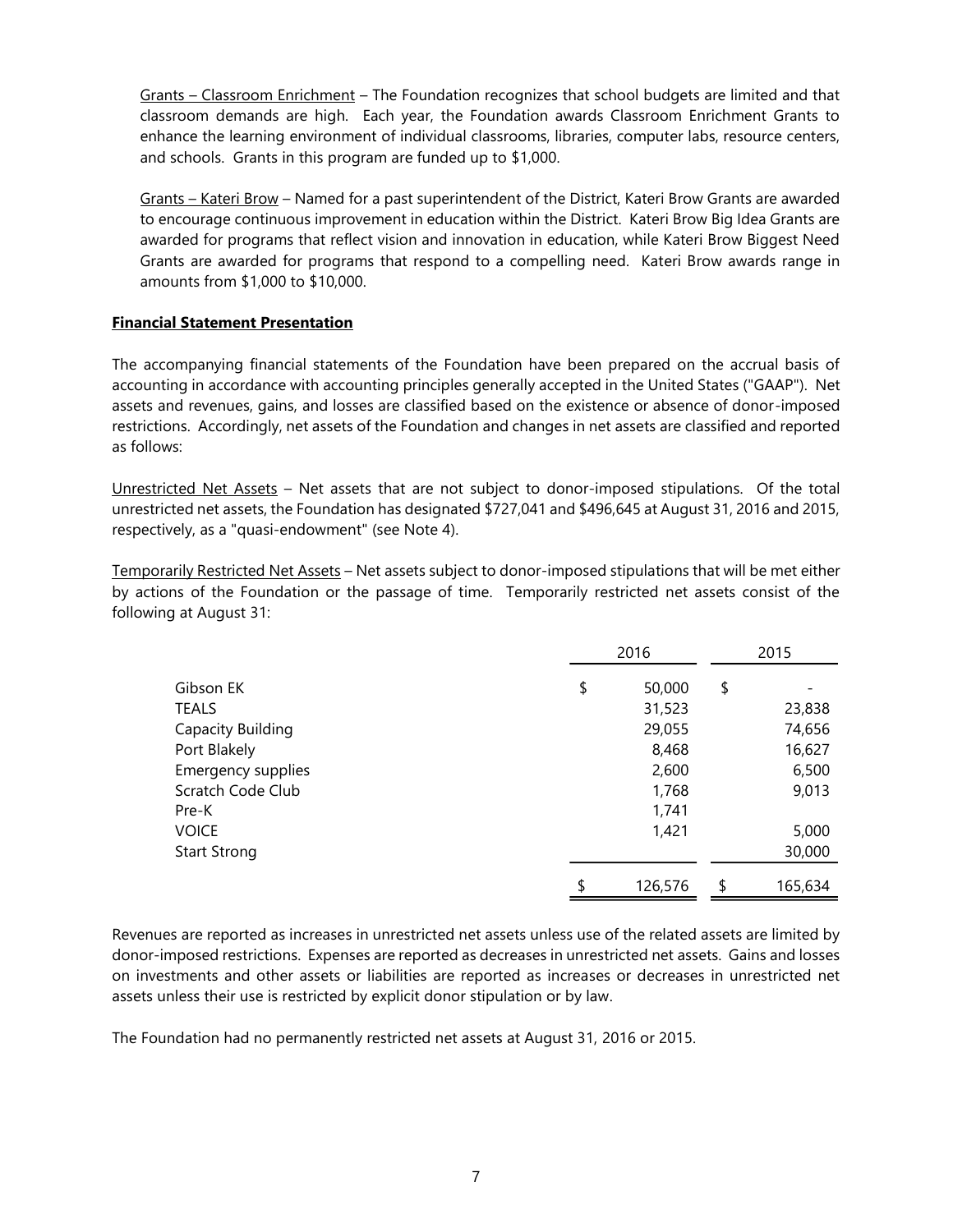Grants – Classroom Enrichment – The Foundation recognizes that school budgets are limited and that classroom demands are high. Each year, the Foundation awards Classroom Enrichment Grants to enhance the learning environment of individual classrooms, libraries, computer labs, resource centers, and schools. Grants in this program are funded up to $1,000.

Grants – Kateri Brow – Named for a past superintendent of the District, Kateri Brow Grants are awarded to encourage continuous improvement in education within the District. Kateri Brow Big Idea Grants are awarded for programs that reflect vision and innovation in education, while Kateri Brow Biggest Need Grants are awarded for programs that respond to a compelling need. Kateri Brow awards range in amounts from $1,000 to $10,000.

**Financial Statement Presentation**

The accompanying financial statements of the Foundation have been prepared on the accrual basis of accounting in accordance with accounting principles generally accepted in the United States ("GAAP"). Net assets and revenues, gains, and losses are classified based on the existence or absence of donor-imposed restrictions. Accordingly, net assets of the Foundation and changes in net assets are classified and reported as follows:

Unrestricted Net Assets – Net assets that are not subject to donor-imposed stipulations. Of the total unrestricted net assets, the Foundation has designated $727,041 and $496,645 at August 31, 2016 and 2015, respectively, as a "quasi-endowment" (see Note 4).

Temporarily Restricted Net Assets – Net assets subject to donor-imposed stipulations that will be met either by actions of the Foundation or the passage of time. Temporarily restricted net assets consist of the following at August 31:

| | 2016 | 2015 |
|---|---|---|
| Gibson EK | $ 50,000 | $ - |
| TEALS | 31,523 | 23,838 |
| Capacity Building | 29,055 | 74,656 |
| Port Blakely | 8,468 | 16,627 |
| Emergency supplies | 2,600 | 6,500 |
| Scratch Code Club | 1,768 | 9,013 |
| Pre-K | 1,741 | |
| VOICE | 1,421 | 5,000 |
| Start Strong | | 30,000 |
| | $ 126,576 | $ 165,634 |

Revenues are reported as increases in unrestricted net assets unless use of the related assets are limited by donor-imposed restrictions. Expenses are reported as decreases in unrestricted net assets. Gains and losses on investments and other assets or liabilities are reported as increases or decreases in unrestricted net assets unless their use is restricted by explicit donor stipulation or by law.

The Foundation had no permanently restricted net assets at August 31, 2016 or 2015.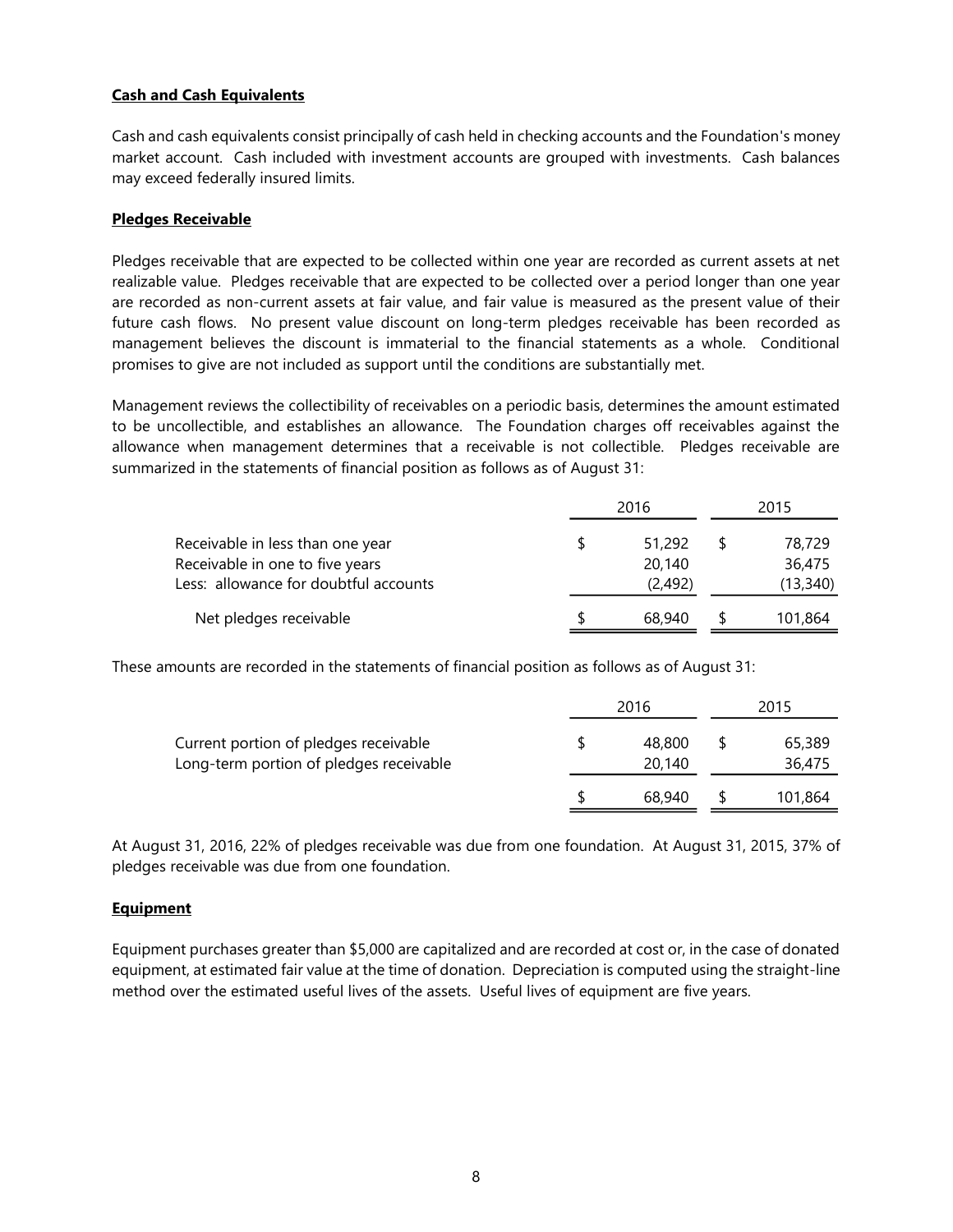**Cash and Cash Equivalents**

Cash and cash equivalents consist principally of cash held in checking accounts and the Foundation's money market account. Cash included with investment accounts are grouped with investments. Cash balances may exceed federally insured limits.

**Pledges Receivable**

Pledges receivable that are expected to be collected within one year are recorded as current assets at net realizable value. Pledges receivable that are expected to be collected over a period longer than one year are recorded as non-current assets at fair value, and fair value is measured as the present value of their future cash flows. No present value discount on long-term pledges receivable has been recorded as management believes the discount is immaterial to the financial statements as a whole. Conditional promises to give are not included as support until the conditions are substantially met.

Management reviews the collectibility of receivables on a periodic basis, determines the amount estimated to be uncollectible, and establishes an allowance. The Foundation charges off receivables against the allowance when management determines that a receivable is not collectible. Pledges receivable are summarized in the statements of financial position as follows as of August 31:

| | 2016 | 2015 |
|---|---|---|
| Receivable in less than one year | $ 51,292 | $ 78,729 |
| Receivable in one to five years | 20,140 | 36,475 |
| Less: allowance for doubtful accounts | (2,492) | (13,340) |
| Net pledges receivable | $ 68,940 | $ 101,864 |

These amounts are recorded in the statements of financial position as follows as of August 31:

| | 2016 | 2015 |
|---|---|---|
| Current portion of pledges receivable | $ 48,800 | $ 65,389 |
| Long-term portion of pledges receivable | 20,140 | 36,475 |
| | $ 68,940 | $ 101,864 |

At August 31, 2016, 22% of pledges receivable was due from one foundation. At August 31, 2015, 37% of pledges receivable was due from one foundation.

**Equipment**

Equipment purchases greater than $5,000 are capitalized and are recorded at cost or, in the case of donated equipment, at estimated fair value at the time of donation. Depreciation is computed using the straight-line method over the estimated useful lives of the assets. Useful lives of equipment are five years.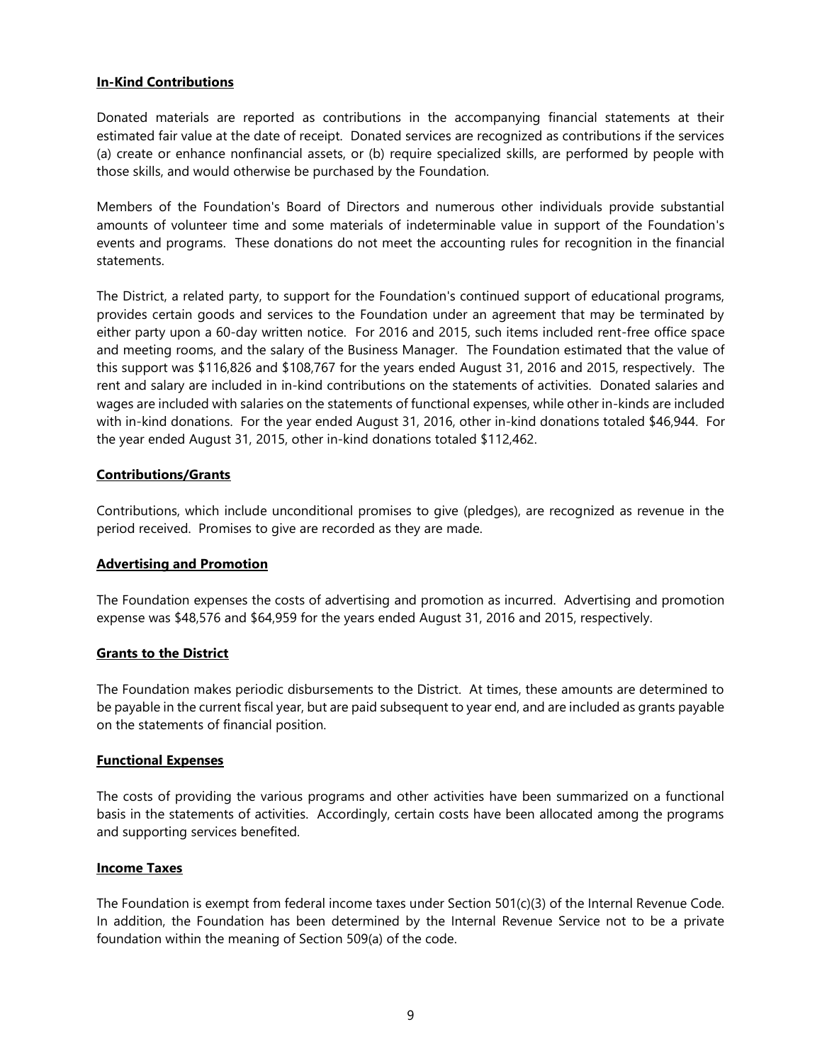**In-Kind Contributions**

Donated materials are reported as contributions in the accompanying financial statements at their estimated fair value at the date of receipt. Donated services are recognized as contributions if the services (a) create or enhance nonfinancial assets, or (b) require specialized skills, are performed by people with those skills, and would otherwise be purchased by the Foundation.

Members of the Foundation's Board of Directors and numerous other individuals provide substantial amounts of volunteer time and some materials of indeterminable value in support of the Foundation's events and programs. These donations do not meet the accounting rules for recognition in the financial statements.

The District, a related party, to support for the Foundation's continued support of educational programs, provides certain goods and services to the Foundation under an agreement that may be terminated by either party upon a 60-day written notice. For 2016 and 2015, such items included rent-free office space and meeting rooms, and the salary of the Business Manager. The Foundation estimated that the value of this support was $116,826 and $108,767 for the years ended August 31, 2016 and 2015, respectively. The rent and salary are included in in-kind contributions on the statements of activities. Donated salaries and wages are included with salaries on the statements of functional expenses, while other in-kinds are included with in-kind donations. For the year ended August 31, 2016, other in-kind donations totaled $46,944. For the year ended August 31, 2015, other in-kind donations totaled $112,462.

**Contributions/Grants**

Contributions, which include unconditional promises to give (pledges), are recognized as revenue in the period received. Promises to give are recorded as they are made.

**Advertising and Promotion**

The Foundation expenses the costs of advertising and promotion as incurred. Advertising and promotion expense was $48,576 and $64,959 for the years ended August 31, 2016 and 2015, respectively.

**Grants to the District**

The Foundation makes periodic disbursements to the District. At times, these amounts are determined to be payable in the current fiscal year, but are paid subsequent to year end, and are included as grants payable on the statements of financial position.

**Functional Expenses**

The costs of providing the various programs and other activities have been summarized on a functional basis in the statements of activities. Accordingly, certain costs have been allocated among the programs and supporting services benefited.

**Income Taxes**

The Foundation is exempt from federal income taxes under Section 501(c)(3) of the Internal Revenue Code. In addition, the Foundation has been determined by the Internal Revenue Service not to be a private foundation within the meaning of Section 509(a) of the code.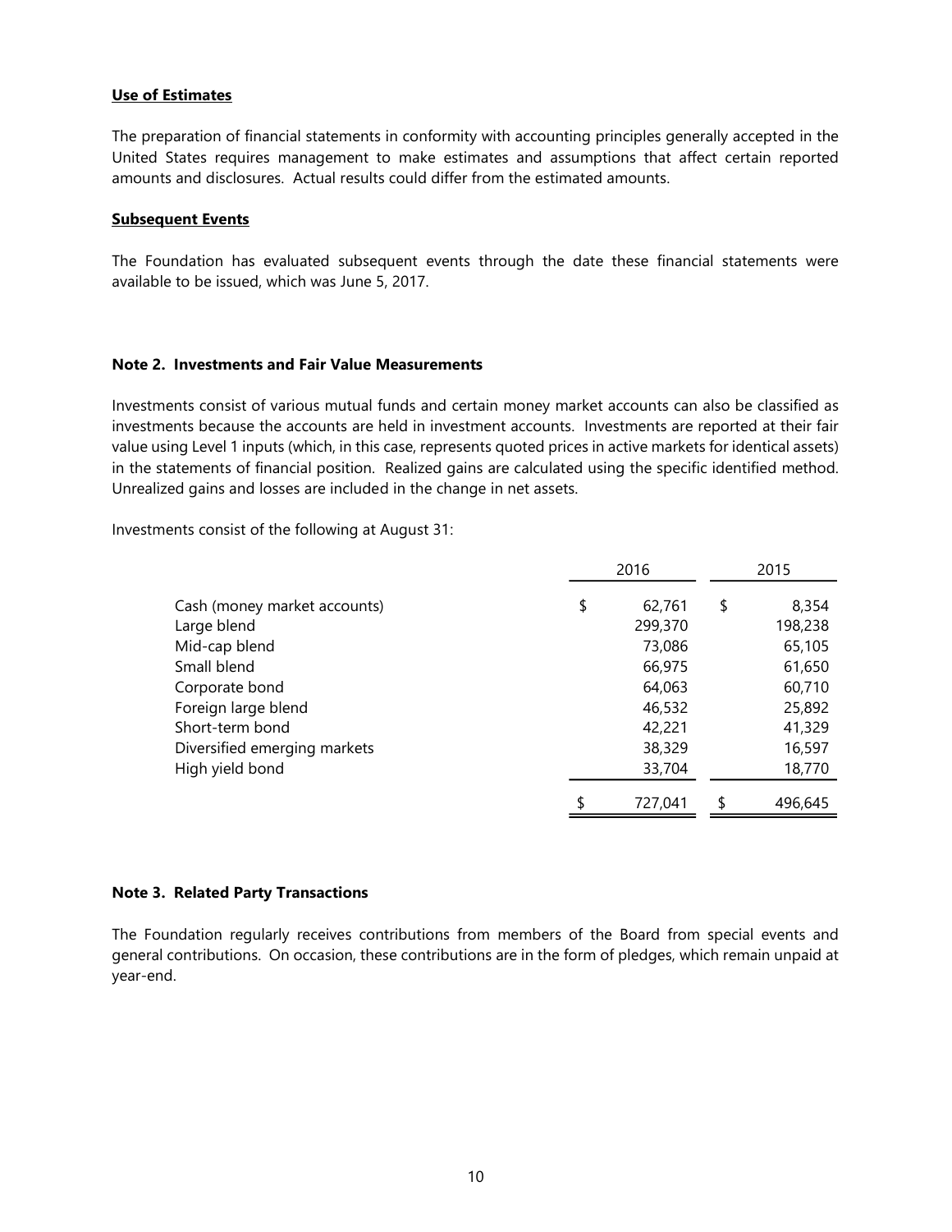**Use of Estimates**

The preparation of financial statements in conformity with accounting principles generally accepted in the United States requires management to make estimates and assumptions that affect certain reported amounts and disclosures. Actual results could differ from the estimated amounts.

**Subsequent Events**

The Foundation has evaluated subsequent events through the date these financial statements were available to be issued, which was June 5, 2017.

**Note 2. Investments and Fair Value Measurements**

Investments consist of various mutual funds and certain money market accounts can also be classified as investments because the accounts are held in investment accounts. Investments are reported at their fair value using Level 1 inputs (which, in this case, represents quoted prices in active markets for identical assets) in the statements of financial position. Realized gains are calculated using the specific identified method. Unrealized gains and losses are included in the change in net assets.

Investments consist of the following at August 31:

| | 2016 | 2015 |
|---|---|---|
| Cash (money market accounts) | $ 62,761 | $ 8,354 |
| Large blend | 299,370 | 198,238 |
| Mid-cap blend | 73,086 | 65,105 |
| Small blend | 66,975 | 61,650 |
| Corporate bond | 64,063 | 60,710 |
| Foreign large blend | 46,532 | 25,892 |
| Short-term bond | 42,221 | 41,329 |
| Diversified emerging markets | 38,329 | 16,597 |
| High yield bond | 33,704 | 18,770 |
| | $ 727,041 | $ 496,645 |

**Note 3. Related Party Transactions**

The Foundation regularly receives contributions from members of the Board from special events and general contributions. On occasion, these contributions are in the form of pledges, which remain unpaid at year-end.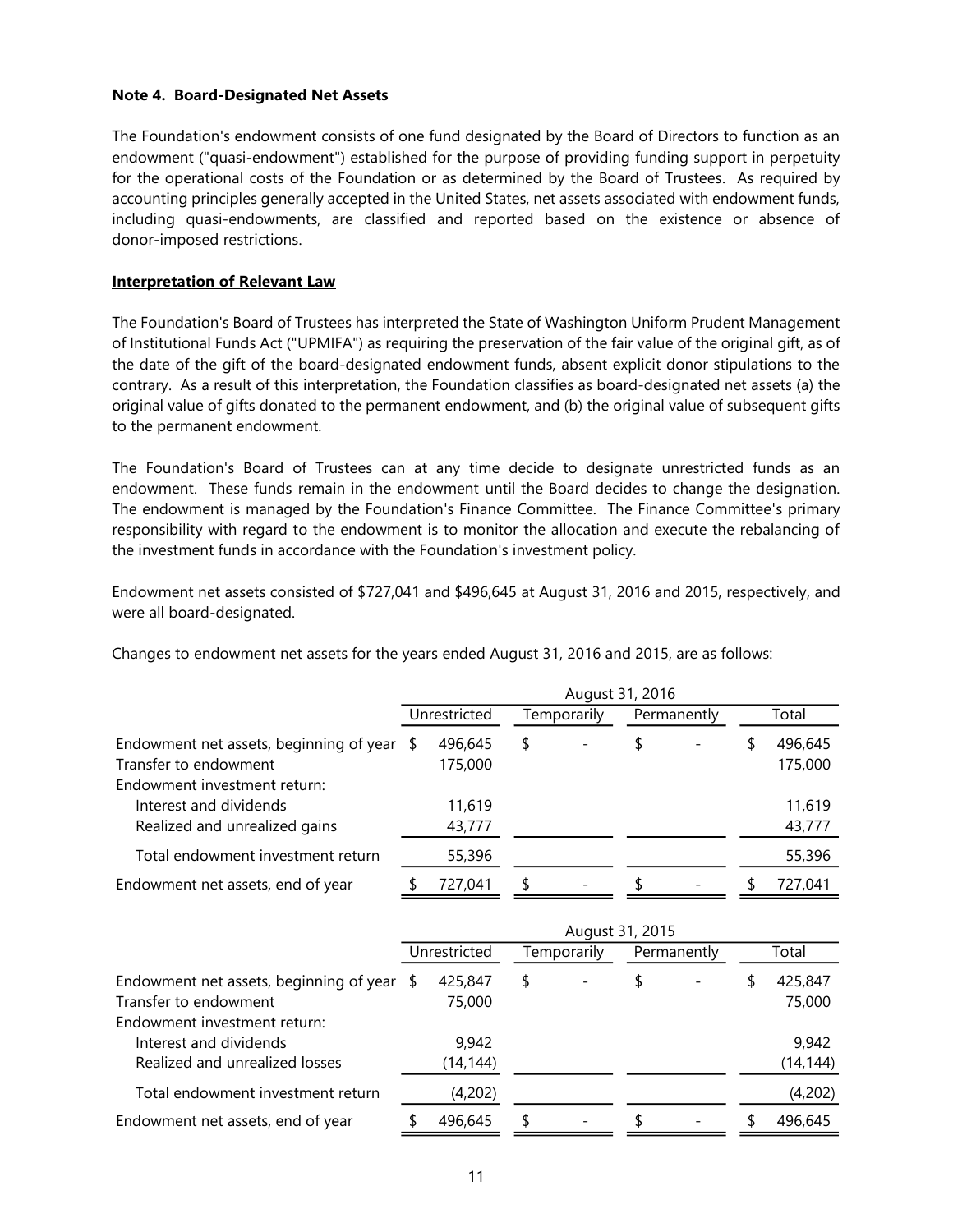**Note 4. Board-Designated Net Assets**

The Foundation's endowment consists of one fund designated by the Board of Directors to function as an endowment ("quasi-endowment") established for the purpose of providing funding support in perpetuity for the operational costs of the Foundation or as determined by the Board of Trustees. As required by accounting principles generally accepted in the United States, net assets associated with endowment funds, including quasi-endowments, are classified and reported based on the existence or absence of donor-imposed restrictions.

**Interpretation of Relevant Law**

The Foundation's Board of Trustees has interpreted the State of Washington Uniform Prudent Management of Institutional Funds Act ("UPMIFA") as requiring the preservation of the fair value of the original gift, as of the date of the gift of the board-designated endowment funds, absent explicit donor stipulations to the contrary. As a result of this interpretation, the Foundation classifies as board-designated net assets (a) the original value of gifts donated to the permanent endowment, and (b) the original value of subsequent gifts to the permanent endowment.

The Foundation's Board of Trustees can at any time decide to designate unrestricted funds as an endowment. These funds remain in the endowment until the Board decides to change the designation. The endowment is managed by the Foundation's Finance Committee. The Finance Committee's primary responsibility with regard to the endowment is to monitor the allocation and execute the rebalancing of the investment funds in accordance with the Foundation's investment policy.

Endowment net assets consisted of $727,041 and $496,645 at August 31, 2016 and 2015, respectively, and were all board-designated.

Changes to endowment net assets for the years ended August 31, 2016 and 2015, are as follows:

| | August 31, 2016 | | | |
|---|---|---|---|---|
| | Unrestricted | Temporarily | Permanently | Total |
| Endowment net assets, beginning of year | $ 496,645 | $ - | $ - | $ 496,645 |
| Transfer to endowment | 175,000 | | | 175,000 |
| Endowment investment return: | | | | |
| Interest and dividends | 11,619 | | | 11,619 |
| Realized and unrealized gains | 43,777 | | | 43,777 |
| Total endowment investment return | 55,396 | | | 55,396 |
| Endowment net assets, end of year | $ 727,041 | $ - | $ - | $ 727,041 |

| | August 31, 2015 | | | |
|---|---|---|---|---|
| | Unrestricted | Temporarily | Permanently | Total |
| Endowment net assets, beginning of year | $ 425,847 | $ - | $ - | $ 425,847 |
| Transfer to endowment | 75,000 | | | 75,000 |
| Endowment investment return: | | | | |
| Interest and dividends | 9,942 | | | 9,942 |
| Realized and unrealized losses | (14,144) | | | (14,144) |
| Total endowment investment return | (4,202) | | | (4,202) |
| Endowment net assets, end of year | $ 496,645 | $ - | $ - | $ 496,645 |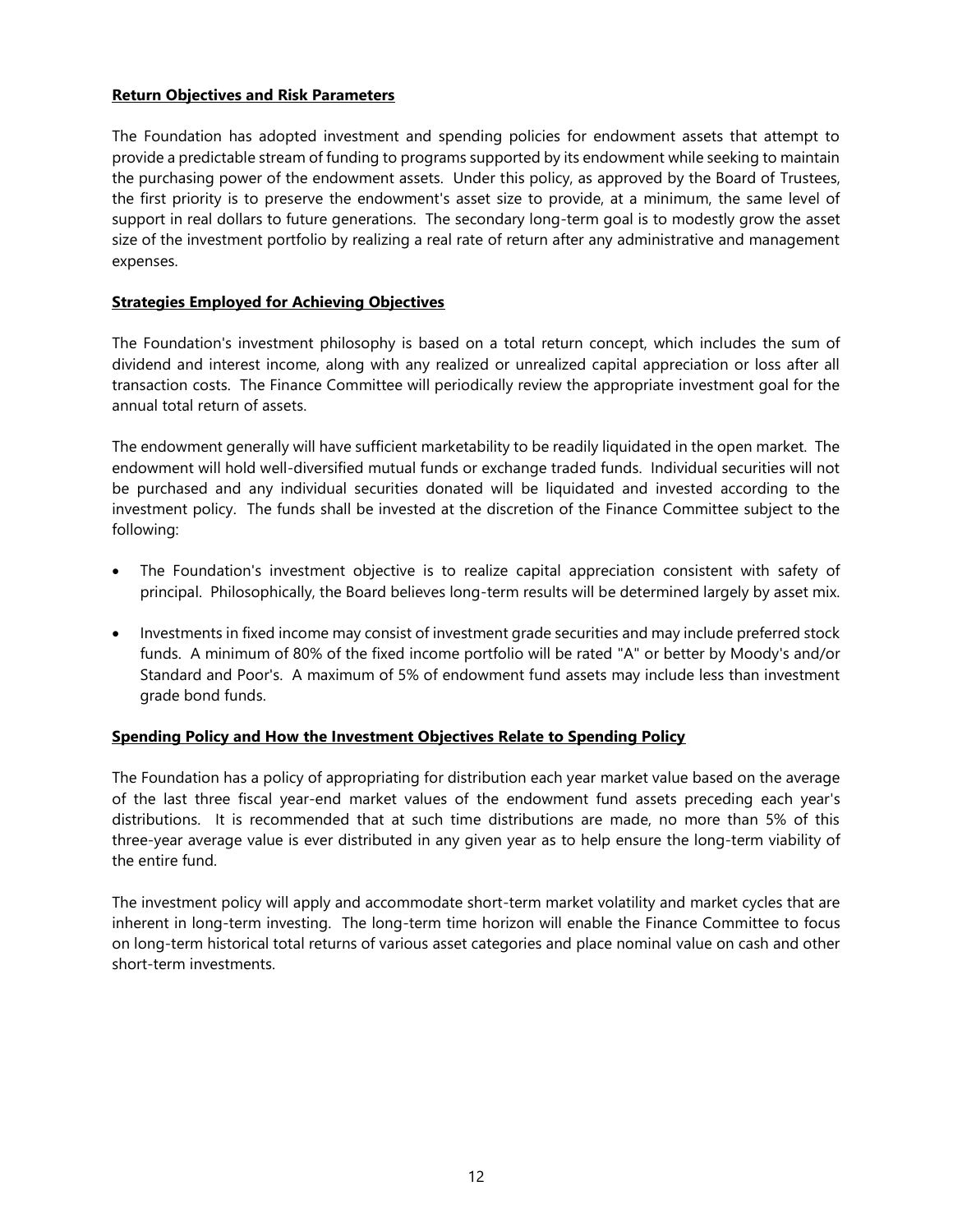**Return Objectives and Risk Parameters**

The Foundation has adopted investment and spending policies for endowment assets that attempt to provide a predictable stream of funding to programs supported by its endowment while seeking to maintain the purchasing power of the endowment assets. Under this policy, as approved by the Board of Trustees, the first priority is to preserve the endowment's asset size to provide, at a minimum, the same level of support in real dollars to future generations. The secondary long-term goal is to modestly grow the asset size of the investment portfolio by realizing a real rate of return after any administrative and management expenses.

**Strategies Employed for Achieving Objectives**

The Foundation's investment philosophy is based on a total return concept, which includes the sum of dividend and interest income, along with any realized or unrealized capital appreciation or loss after all transaction costs. The Finance Committee will periodically review the appropriate investment goal for the annual total return of assets.

The endowment generally will have sufficient marketability to be readily liquidated in the open market. The endowment will hold well-diversified mutual funds or exchange traded funds. Individual securities will not be purchased and any individual securities donated will be liquidated and invested according to the investment policy. The funds shall be invested at the discretion of the Finance Committee subject to the following:

- The Foundation's investment objective is to realize capital appreciation consistent with safety of principal. Philosophically, the Board believes long-term results will be determined largely by asset mix.
- Investments in fixed income may consist of investment grade securities and may include preferred stock funds. A minimum of 80% of the fixed income portfolio will be rated "A" or better by Moody's and/or Standard and Poor's. A maximum of 5% of endowment fund assets may include less than investment grade bond funds.

**Spending Policy and How the Investment Objectives Relate to Spending Policy**

The Foundation has a policy of appropriating for distribution each year market value based on the average of the last three fiscal year-end market values of the endowment fund assets preceding each year's distributions. It is recommended that at such time distributions are made, no more than 5% of this three-year average value is ever distributed in any given year as to help ensure the long-term viability of the entire fund.

The investment policy will apply and accommodate short-term market volatility and market cycles that are inherent in long-term investing. The long-term time horizon will enable the Finance Committee to focus on long-term historical total returns of various asset categories and place nominal value on cash and other short-term investments.